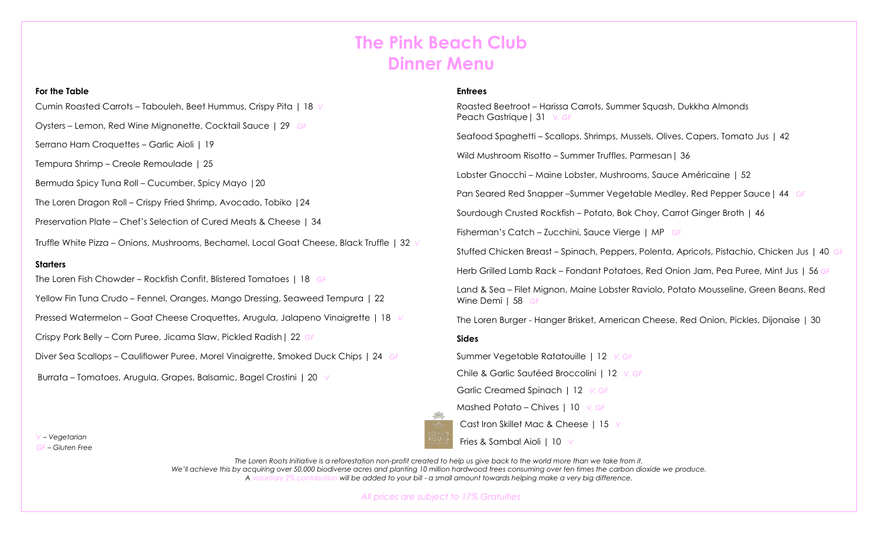# The Pink Beach Club
# Dinner Menu

### For the Table

Cumin Roasted Carrots – Tabouleh, Beet Hummus, Crispy Pita | 18 *V*

Oysters – Lemon, Red Wine Mignonette, Cocktail Sauce | 29 *GF*

Serrano Ham Croquettes – Garlic Aioli | 19

Tempura Shrimp – Creole Remoulade | 25

Bermuda Spicy Tuna Roll – Cucumber, Spicy Mayo |20

The Loren Dragon Roll – Crispy Fried Shrimp, Avocado, Tobiko |24

Preservation Plate – Chef's Selection of Cured Meats & Cheese | 34

Truffle White Pizza – Onions, Mushrooms, Bechamel, Local Goat Cheese, Black Truffle | 32 *V*

### Starters

The Loren Fish Chowder – Rockfish Confit, Blistered Tomatoes | 18 *GF*

Yellow Fin Tuna Crudo – Fennel, Oranges, Mango Dressing, Seaweed Tempura | 22

Pressed Watermelon – Goat Cheese Croquettes, Arugula, Jalapeno Vinaigrette | 18 *V*

Crispy Pork Belly – Corn Puree, Jicama Slaw, Pickled Radish| 22 *GF*

Diver Sea Scallops – Cauliflower Puree, Morel Vinaigrette, Smoked Duck Chips | 24 *GF*

Burrata – Tomatoes, Arugula, Grapes, Balsamic, Bagel Crostini | 20 *V*

### Entrees

Roasted Beetroot – Harissa Carrots, Summer Squash, Dukkha Almonds Peach Gastrique| 31 *V, GF*

Seafood Spaghetti – Scallops, Shrimps, Mussels, Olives, Capers, Tomato Jus | 42

Wild Mushroom Risotto – Summer Truffles, Parmesan| 36

Lobster Gnocchi – Maine Lobster, Mushrooms, Sauce Américaine | 52

Pan Seared Red Snapper –Summer Vegetable Medley, Red Pepper Sauce| 44 *GF*

Sourdough Crusted Rockfish – Potato, Bok Choy, Carrot Ginger Broth | 46

Fisherman's Catch – Zucchini, Sauce Vierge | MP *GF*

Stuffed Chicken Breast – Spinach, Peppers, Polenta, Apricots, Pistachio, Chicken Jus | 40 *GF*

Herb Grilled Lamb Rack – Fondant Potatoes, Red Onion Jam, Pea Puree, Mint Jus | 56 *GF*

Land & Sea – Filet Mignon, Maine Lobster Raviolo, Potato Mousseline, Green Beans, Red Wine Demi | 58 *GF*

The Loren Burger - Hanger Brisket, American Cheese, Red Onion, Pickles, Dijonaise | 30

### Sides

Summer Vegetable Ratatouille | 12 *V, GF*

Chile & Garlic Sautéed Broccolini | 12 *V, GF*

Garlic Creamed Spinach | 12 *V, GF*

Mashed Potato – Chives | 10 *V, GF*

Cast Iron Skillet Mac & Cheese | 15 *V*

Fries & Sambal Aioli | 10 *V*

*V – Vegetarian*
*GF – Gluten Free*

*The Loren Roots Initiative is a reforestation non-profit created to help us give back to the world more than we take from it.*
*We'll achieve this by acquiring over 50,000 biodiverse acres and planting 10 million hardwood trees consuming over ten times the carbon dioxide we produce.*
*A voluntary 2% contribution will be added to your bill - a small amount towards helping make a very big difference.*

*All prices are subject to 17% Gratuities*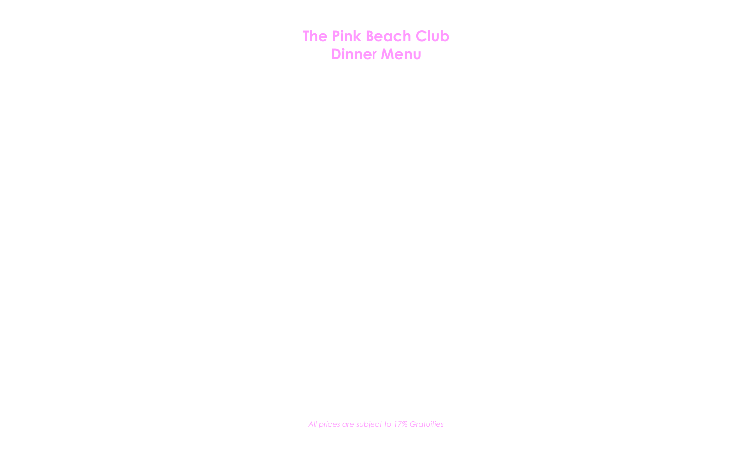# The Pink Beach Club
## Dinner Menu

*All prices are subject to 17% Gratuities*